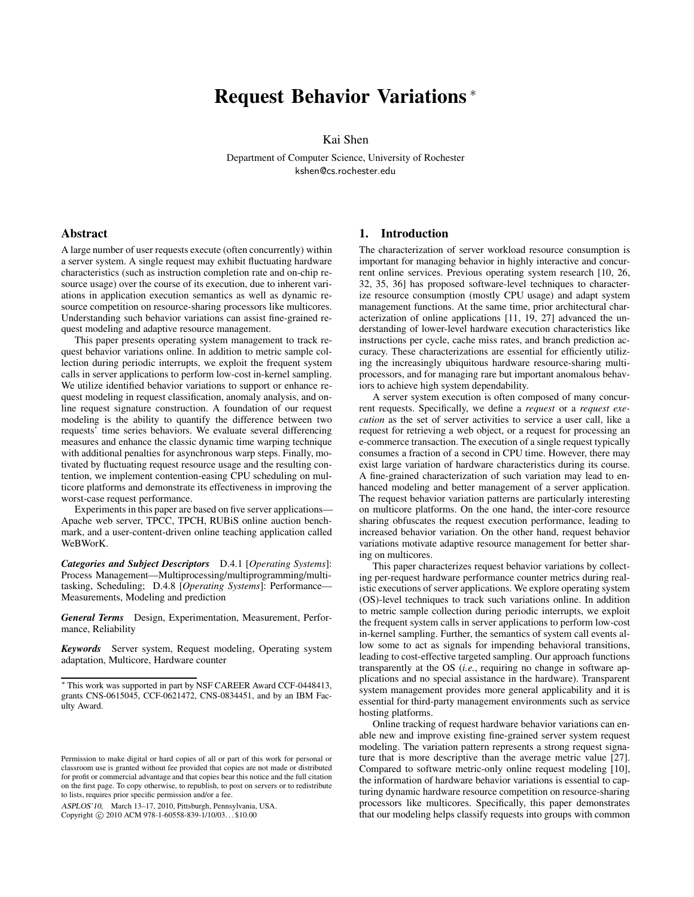# Request Behavior Variations *

Kai Shen

Department of Computer Science, University of Rochester
kshen@cs.rochester.edu

## Abstract

A large number of user requests execute (often concurrently) within a server system. A single request may exhibit fluctuating hardware characteristics (such as instruction completion rate and on-chip resource usage) over the course of its execution, due to inherent variations in application execution semantics as well as dynamic resource competition on resource-sharing processors like multicores. Understanding such behavior variations can assist fine-grained request modeling and adaptive resource management.

This paper presents operating system management to track request behavior variations online. In addition to metric sample collection during periodic interrupts, we exploit the frequent system calls in server applications to perform low-cost in-kernel sampling. We utilize identified behavior variations to support or enhance request modeling in request classification, anomaly analysis, and online request signature construction. A foundation of our request modeling is the ability to quantify the difference between two requests' time series behaviors. We evaluate several differencing measures and enhance the classic dynamic time warping technique with additional penalties for asynchronous warp steps. Finally, motivated by fluctuating request resource usage and the resulting contention, we implement contention-easing CPU scheduling on multicore platforms and demonstrate its effectiveness in improving the worst-case request performance.

Experiments in this paper are based on five server applications—Apache web server, TPCC, TPCH, RUBiS online auction benchmark, and a user-content-driven online teaching application called WeBWorK.

***Categories and Subject Descriptors*** D.4.1 [*Operating Systems*]: Process Management—Multiprocessing/multiprogramming/multitasking, Scheduling; D.4.8 [*Operating Systems*]: Performance—Measurements, Modeling and prediction

***General Terms*** Design, Experimentation, Measurement, Performance, Reliability

***Keywords*** Server system, Request modeling, Operating system adaptation, Multicore, Hardware counter

* This work was supported in part by NSF CAREER Award CCF-0448413, grants CNS-0615045, CCF-0621472, CNS-0834451, and by an IBM Faculty Award.

Permission to make digital or hard copies of all or part of this work for personal or classroom use is granted without fee provided that copies are not made or distributed for profit or commercial advantage and that copies bear this notice and the full citation on the first page. To copy otherwise, to republish, to post on servers or to redistribute to lists, requires prior specific permission and/or a fee.

*ASPLOS'10,* March 13–17, 2010, Pittsburgh, Pennsylvania, USA.
Copyright © 2010 ACM 978-1-60558-839-1/10/03... $10.00

## 1. Introduction

The characterization of server workload resource consumption is important for managing behavior in highly interactive and concurrent online services. Previous operating system research [10, 26, 32, 35, 36] has proposed software-level techniques to characterize resource consumption (mostly CPU usage) and adapt system management functions. At the same time, prior architectural characterization of online applications [11, 19, 27] advanced the understanding of lower-level hardware execution characteristics like instructions per cycle, cache miss rates, and branch prediction accuracy. These characterizations are essential for efficiently utilizing the increasingly ubiquitous hardware resource-sharing multiprocessors, and for managing rare but important anomalous behaviors to achieve high system dependability.

A server system execution is often composed of many concurrent requests. Specifically, we define a *request* or a *request execution* as the set of server activities to service a user call, like a request for retrieving a web object, or a request for processing an e-commerce transaction. The execution of a single request typically consumes a fraction of a second in CPU time. However, there may exist large variation of hardware characteristics during its course. A fine-grained characterization of such variation may lead to enhanced modeling and better management of a server application. The request behavior variation patterns are particularly interesting on multicore platforms. On the one hand, the inter-core resource sharing obfuscates the request execution performance, leading to increased behavior variation. On the other hand, request behavior variations motivate adaptive resource management for better sharing on multicores.

This paper characterizes request behavior variations by collecting per-request hardware performance counter metrics during realistic executions of server applications. We explore operating system (OS)-level techniques to track such variations online. In addition to metric sample collection during periodic interrupts, we exploit the frequent system calls in server applications to perform low-cost in-kernel sampling. Further, the semantics of system call events allow some to act as signals for impending behavioral transitions, leading to cost-effective targeted sampling. Our approach functions transparently at the OS (*i.e.*, requiring no change in software applications and no special assistance in the hardware). Transparent system management provides more general applicability and it is essential for third-party management environments such as service hosting platforms.

Online tracking of request hardware behavior variations can enable new and improve existing fine-grained server system request modeling. The variation pattern represents a strong request signature that is more descriptive than the average metric value [27]. Compared to software metric-only online request modeling [10], the information of hardware behavior variations is essential to capturing dynamic hardware resource competition on resource-sharing processors like multicores. Specifically, this paper demonstrates that our modeling helps classify requests into groups with common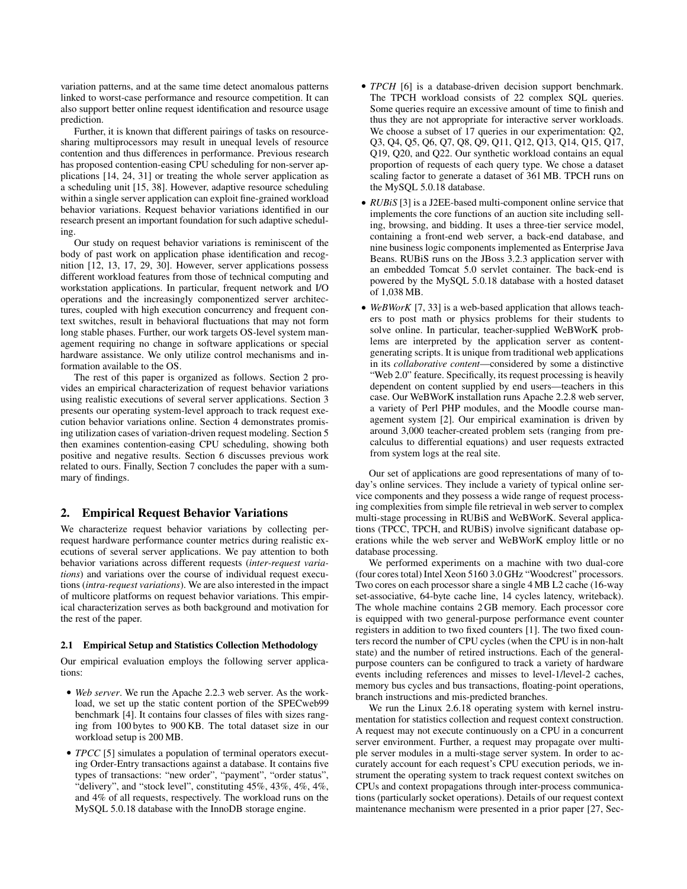variation patterns, and at the same time detect anomalous patterns linked to worst-case performance and resource competition. It can also support better online request identification and resource usage prediction.

Further, it is known that different pairings of tasks on resource-sharing multiprocessors may result in unequal levels of resource contention and thus differences in performance. Previous research has proposed contention-easing CPU scheduling for non-server applications [14, 24, 31] or treating the whole server application as a scheduling unit [15, 38]. However, adaptive resource scheduling within a single server application can exploit fine-grained workload behavior variations. Request behavior variations identified in our research present an important foundation for such adaptive scheduling.

Our study on request behavior variations is reminiscent of the body of past work on application phase identification and recognition [12, 13, 17, 29, 30]. However, server applications possess different workload features from those of technical computing and workstation applications. In particular, frequent network and I/O operations and the increasingly componentized server architectures, coupled with high execution concurrency and frequent context switches, result in behavioral fluctuations that may not form long stable phases. Further, our work targets OS-level system management requiring no change in software applications or special hardware assistance. We only utilize control mechanisms and information available to the OS.

The rest of this paper is organized as follows. Section 2 provides an empirical characterization of request behavior variations using realistic executions of several server applications. Section 3 presents our operating system-level approach to track request execution behavior variations online. Section 4 demonstrates promising utilization cases of variation-driven request modeling. Section 5 then examines contention-easing CPU scheduling, showing both positive and negative results. Section 6 discusses previous work related to ours. Finally, Section 7 concludes the paper with a summary of findings.

## 2. Empirical Request Behavior Variations

We characterize request behavior variations by collecting per-request hardware performance counter metrics during realistic executions of several server applications. We pay attention to both behavior variations across different requests (*inter-request variations*) and variations over the course of individual request executions (*intra-request variations*). We are also interested in the impact of multicore platforms on request behavior variations. This empirical characterization serves as both background and motivation for the rest of the paper.

### 2.1 Empirical Setup and Statistics Collection Methodology

Our empirical evaluation employs the following server applications:

- *Web server*. We run the Apache 2.2.3 web server. As the workload, we set up the static content portion of the SPECweb99 benchmark [4]. It contains four classes of files with sizes ranging from 100 bytes to 900 KB. The total dataset size in our workload setup is 200 MB.
- *TPCC* [5] simulates a population of terminal operators executing Order-Entry transactions against a database. It contains five types of transactions: "new order", "payment", "order status", "delivery", and "stock level", constituting 45%, 43%, 4%, 4%, and 4% of all requests, respectively. The workload runs on the MySQL 5.0.18 database with the InnoDB storage engine.
- *TPCH* [6] is a database-driven decision support benchmark. The TPCH workload consists of 22 complex SQL queries. Some queries require an excessive amount of time to finish and thus they are not appropriate for interactive server workloads. We choose a subset of 17 queries in our experimentation: Q2, Q3, Q4, Q5, Q6, Q7, Q8, Q9, Q11, Q12, Q13, Q14, Q15, Q17, Q19, Q20, and Q22. Our synthetic workload contains an equal proportion of requests of each query type. We chose a dataset scaling factor to generate a dataset of 361 MB. TPCH runs on the MySQL 5.0.18 database.
- *RUBiS* [3] is a J2EE-based multi-component online service that implements the core functions of an auction site including selling, browsing, and bidding. It uses a three-tier service model, containing a front-end web server, a back-end database, and nine business logic components implemented as Enterprise Java Beans. RUBiS runs on the JBoss 3.2.3 application server with an embedded Tomcat 5.0 servlet container. The back-end is powered by the MySQL 5.0.18 database with a hosted dataset of 1,038 MB.
- *WeBWorK* [7, 33] is a web-based application that allows teachers to post math or physics problems for their students to solve online. In particular, teacher-supplied WeBWorK problems are interpreted by the application server as content-generating scripts. It is unique from traditional web applications in its *collaborative content*—considered by some a distinctive "Web 2.0" feature. Specifically, its request processing is heavily dependent on content supplied by end users—teachers in this case. Our WeBWorK installation runs Apache 2.2.8 web server, a variety of Perl PHP modules, and the Moodle course management system [2]. Our empirical examination is driven by around 3,000 teacher-created problem sets (ranging from pre-calculus to differential equations) and user requests extracted from system logs at the real site.

Our set of applications are good representations of many of today's online services. They include a variety of typical online service components and they possess a wide range of request processing complexities from simple file retrieval in web server to complex multi-stage processing in RUBiS and WeBWorK. Several applications (TPCC, TPCH, and RUBiS) involve significant database operations while the web server and WeBWorK employ little or no database processing.

We performed experiments on a machine with two dual-core (four cores total) Intel Xeon 5160 3.0 GHz "Woodcrest" processors. Two cores on each processor share a single 4 MB L2 cache (16-way set-associative, 64-byte cache line, 14 cycles latency, writeback). The whole machine contains 2 GB memory. Each processor core is equipped with two general-purpose performance event counter registers in addition to two fixed counters [1]. The two fixed counters record the number of CPU cycles (when the CPU is in non-halt state) and the number of retired instructions. Each of the general-purpose counters can be configured to track a variety of hardware events including references and misses to level-1/level-2 caches, memory bus cycles and bus transactions, floating-point operations, branch instructions and mis-predicted branches.

We run the Linux 2.6.18 operating system with kernel instrumentation for statistics collection and request context construction. A request may not execute continuously on a CPU in a concurrent server environment. Further, a request may propagate over multiple server modules in a multi-stage server system. In order to accurately account for each request's CPU execution periods, we instrument the operating system to track request context switches on CPUs and context propagations through inter-process communications (particularly socket operations). Details of our request context maintenance mechanism were presented in a prior paper [27, Sec-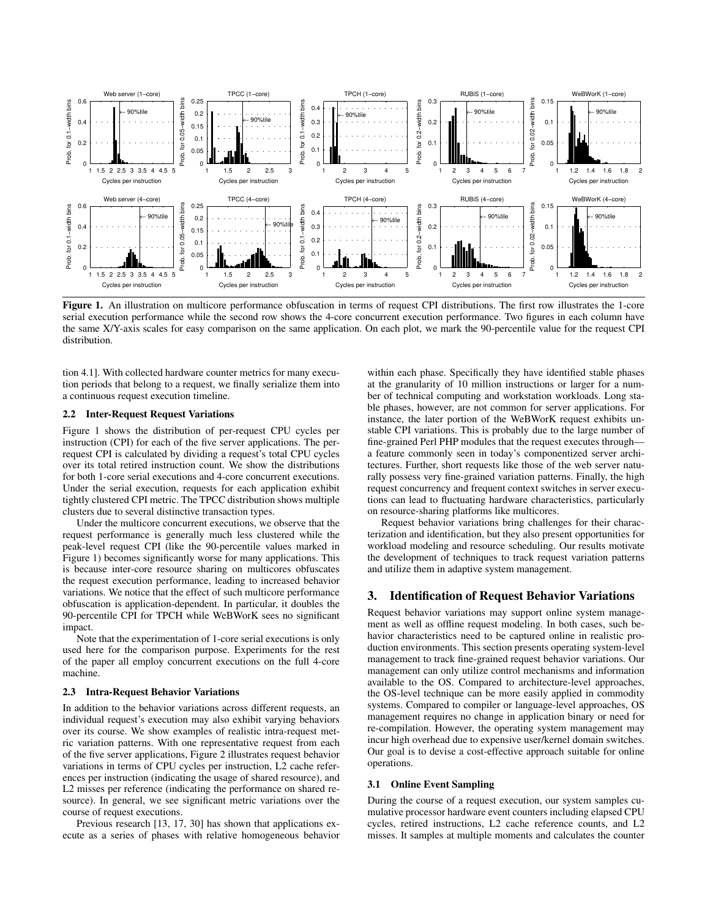Web server (1−core)
Prob. for 0.1−width bins
0.6
0.4
0.2
0
1 1.5 2 2.5 3 3.5 4 4.5 5
Cycles per instruction
← 90%tile

TPCC (1−core)
Prob. for 0.05−width bins
0.25
0.2
0.15
0.1
0.05
0
1 1.5 2 2.5 3
Cycles per instruction
← 90%tile

TPCH (1−core)
Prob. for 0.1−width bins
0.4
0.3
0.2
0.1
0
1 2 3 4 5
Cycles per instruction
← 90%tile

RUBiS (1−core)
Prob. for 0.2−width bins
0.3
0.2
0.1
0
1 2 3 4 5 6 7
Cycles per instruction
← 90%tile

WeBWorK (1−core)
Prob. for 0.02−width bins
0.15
0.1
0.05
0
1 1.2 1.4 1.6 1.8 2
Cycles per instruction
← 90%tile

Web server (4−core)
Prob. for 0.1−width bins
0.6
0.4
0.2
0
1 1.5 2 2.5 3 3.5 4 4.5 5
Cycles per instruction
← 90%tile

TPCC (4−core)
Prob. for 0.05−width bins
0.25
0.2
0.15
0.1
0.05
0
1 1.5 2 2.5 3
Cycles per instruction
← 90%tile

TPCH (4−core)
Prob. for 0.1−width bins
0.4
0.3
0.2
0.1
0
1 2 3 4 5
Cycles per instruction
← 90%tile

RUBiS (4−core)
Prob. for 0.2−width bins
0.3
0.2
0.1
0
1 2 3 4 5 6 7
Cycles per instruction
← 90%tile

WeBWorK (4−core)
Prob. for 0.02−width bins
0.15
0.1
0.05
0
1 1.2 1.4 1.6 1.8 2
Cycles per instruction
← 90%tile

**Figure 1.** An illustration on multicore performance obfuscation in terms of request CPI distributions. The first row illustrates the 1-core serial execution performance while the second row shows the 4-core concurrent execution performance. Two figures in each column have the same X/Y-axis scales for easy comparison on the same application. On each plot, we mark the 90-percentile value for the request CPI distribution.

tion 4.1]. With collected hardware counter metrics for many execution periods that belong to a request, we finally serialize them into a continuous request execution timeline.

### 2.2 Inter-Request Request Variations

Figure 1 shows the distribution of per-request CPU cycles per instruction (CPI) for each of the five server applications. The per-request CPI is calculated by dividing a request's total CPU cycles over its total retired instruction count. We show the distributions for both 1-core serial executions and 4-core concurrent executions. Under the serial execution, requests for each application exhibit tightly clustered CPI metric. The TPCC distribution shows multiple clusters due to several distinctive transaction types.

Under the multicore concurrent executions, we observe that the request performance is generally much less clustered while the peak-level request CPI (like the 90-percentile values marked in Figure 1) becomes significantly worse for many applications. This is because inter-core resource sharing on multicores obfuscates the request execution performance, leading to increased behavior variations. We notice that the effect of such multicore performance obfuscation is application-dependent. In particular, it doubles the 90-percentile CPI for TPCH while WeBWorK sees no significant impact.

Note that the experimentation of 1-core serial executions is only used here for the comparison purpose. Experiments for the rest of the paper all employ concurrent executions on the full 4-core machine.

### 2.3 Intra-Request Behavior Variations

In addition to the behavior variations across different requests, an individual request's execution may also exhibit varying behaviors over its course. We show examples of realistic intra-request metric variation patterns. With one representative request from each of the five server applications, Figure 2 illustrates request behavior variations in terms of CPU cycles per instruction, L2 cache references per instruction (indicating the usage of shared resource), and L2 misses per reference (indicating the performance on shared resource). In general, we see significant metric variations over the course of request executions.

Previous research [13, 17, 30] has shown that applications execute as a series of phases with relative homogeneous behavior within each phase. Specifically they have identified stable phases at the granularity of 10 million instructions or larger for a number of technical computing and workstation workloads. Long stable phases, however, are not common for server applications. For instance, the later portion of the WeBWorK request exhibits unstable CPI variations. This is probably due to the large number of fine-grained Perl PHP modules that the request executes through—a feature commonly seen in today's componentized server architectures. Further, short requests like those of the web server naturally possess very fine-grained variation patterns. Finally, the high request concurrency and frequent context switches in server executions can lead to fluctuating hardware characteristics, particularly on resource-sharing platforms like multicores.

Request behavior variations bring challenges for their characterization and identification, but they also present opportunities for workload modeling and resource scheduling. Our results motivate the development of techniques to track request variation patterns and utilize them in adaptive system management.

## 3. Identification of Request Behavior Variations

Request behavior variations may support online system management as well as offline request modeling. In both cases, such behavior characteristics need to be captured online in realistic production environments. This section presents operating system-level management to track fine-grained request behavior variations. Our management can only utilize control mechanisms and information available to the OS. Compared to architecture-level approaches, the OS-level technique can be more easily applied in commodity systems. Compared to compiler or language-level approaches, OS management requires no change in application binary or need for re-compilation. However, the operating system management may incur high overhead due to expensive user/kernel domain switches. Our goal is to devise a cost-effective approach suitable for online operations.

### 3.1 Online Event Sampling

During the course of a request execution, our system samples cumulative processor hardware event counters including elapsed CPU cycles, retired instructions, L2 cache reference counts, and L2 misses. It samples at multiple moments and calculates the counter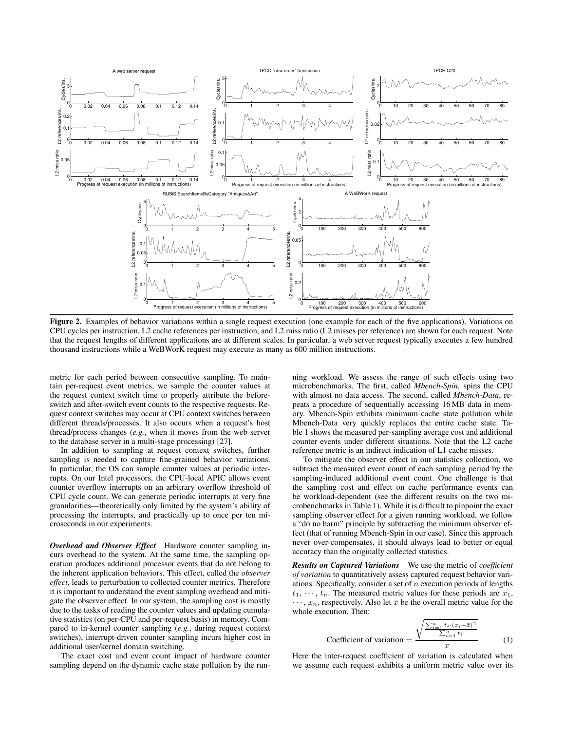**Figure 2.** Examples of behavior variations within a single request execution (one example for each of the five applications). Variations on CPU cycles per instruction, L2 cache references per instruction, and L2 miss ratio (L2 misses per reference) are shown for each request. Note that the request lengths of different applications are at different scales. In particular, a web server request typically executes a few hundred thousand instructions while a WeBWorK request may execute as many as 600 million instructions.

metric for each period between consecutive sampling. To maintain per-request event metrics, we sample the counter values at the request context switch time to properly attribute the before-switch and after-switch event counts to the respective requests. Request context switches may occur at CPU context switches between different threads/processes. It also occurs when a request's host thread/process changes (*e.g.*, when it moves from the web server to the database server in a multi-stage processing) [27].

In addition to sampling at request context switches, further sampling is needed to capture fine-grained behavior variations. In particular, the OS can sample counter values at periodic interrupts. On our Intel processors, the CPU-local APIC allows event counter overflow interrupts on an arbitrary overflow threshold of CPU cycle count. We can generate periodic interrupts at very fine granularities—theoretically only limited by the system's ability of processing the interrupts, and practically up to once per ten microseconds in our experiments.

***Overhead and Observer Effect*** Hardware counter sampling incurs overhead to the system. At the same time, the sampling operation produces additional processor events that do not belong to the inherent application behaviors. This effect, called the *observer effect*, leads to perturbation to collected counter metrics. Therefore it is important to understand the event sampling overhead and mitigate the observer effect. In our system, the sampling cost is mostly due to the tasks of reading the counter values and updating cumulative statistics (on per-CPU and per-request basis) in memory. Compared to in-kernel counter sampling (*e.g.*, during request context switches), interrupt-driven counter sampling incurs higher cost in additional user/kernel domain switching.

The exact cost and event count impact of hardware counter sampling depend on the dynamic cache state pollution by the running workload. We assess the range of such effects using two microbenchmarks. The first, called *Mbench-Spin*, spins the CPU with almost no data access. The second, called *Mbench-Data*, repeats a procedure of sequentially accessing 16 MB data in memory. Mbench-Spin exhibits minimum cache state pollution while Mbench-Data very quickly replaces the entire cache state. Table 1 shows the measured per-sampling average cost and additional counter events under different situations. Note that the L2 cache reference metric is an indirect indication of L1 cache misses.

To mitigate the observer effect in our statistics collection, we subtract the measured event count of each sampling period by the sampling-induced additional event count. One challenge is that the sampling cost and effect on cache performance events can be workload-dependent (see the different results on the two microbenchmarks in Table 1). While it is difficult to pinpoint the exact sampling observer effect for a given running workload, we follow a "do no harm" principle by subtracting the minimum observer effect (that of running Mbench-Spin in our case). Since this approach never over-compensates, it should always lead to better or equal accuracy than the originally collected statistics.

***Results on Captured Variations*** We use the metric of *coefficient of variation* to quantitatively assess captured request behavior variations. Specifically, consider a set of $n$ execution periods of lengths $t_1, \cdots, t_n$. The measured metric values for these periods are $x_1, \cdots, x_n$, respectively. Also let $\bar{x}$ be the overall metric value for the whole execution. Then:

$$\text{Coefficient of variation} = \frac{\sqrt{\frac{\sum_{i=1}^{n} t_i \cdot (x_i - \bar{x})^2}{\sum_{i=1}^{n} t_i}}}{\bar{x}} \qquad (1)$$

Here the inter-request coefficient of variation is calculated when we assume each request exhibits a uniform metric value over its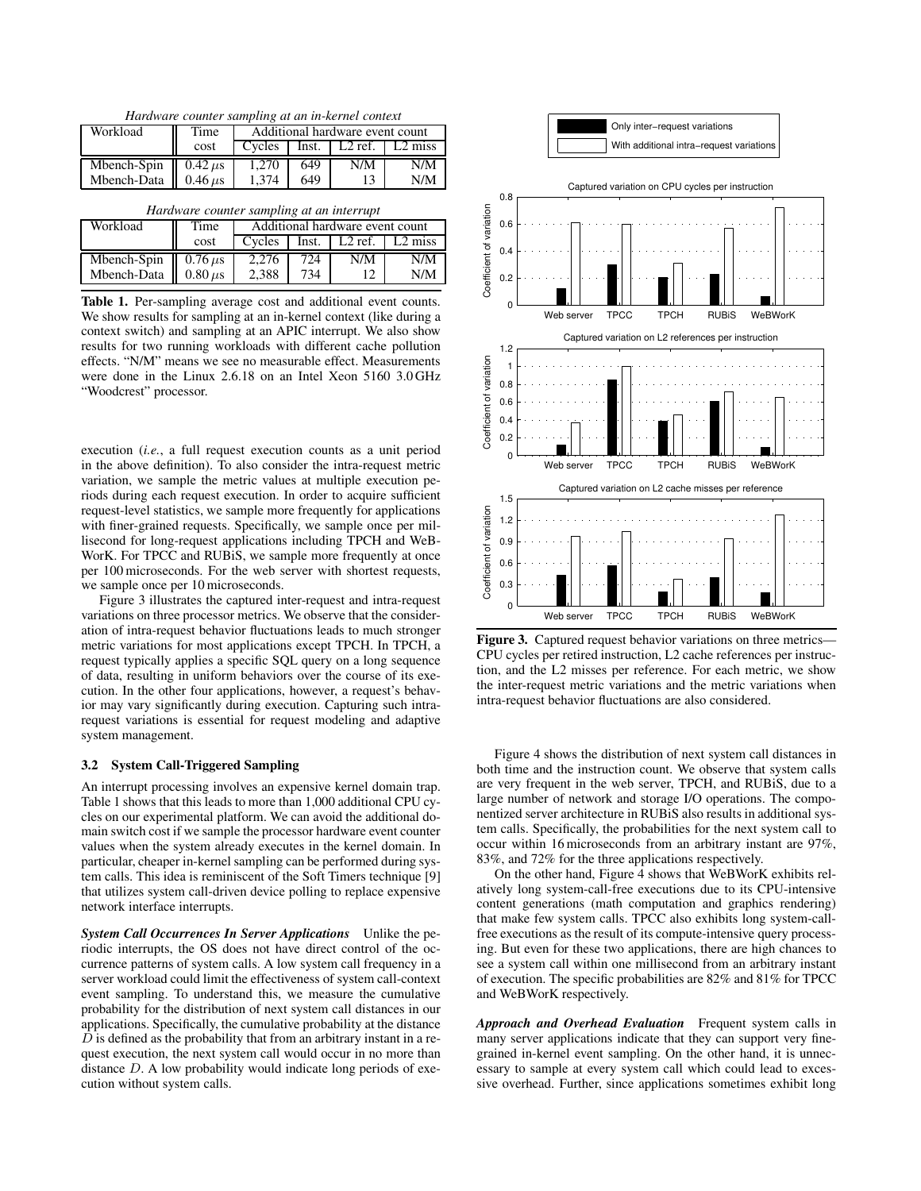*Hardware counter sampling at an in-kernel context*

| Workload | Time cost | Additional hardware event count | | | |
|---|---|---|---|---|---|
| | | Cycles | Inst. | L2 ref. | L2 miss |
| Mbench-Spin | 0.42 $\mu$s | 1,270 | 649 | N/M | N/M |
| Mbench-Data | 0.46 $\mu$s | 1,374 | 649 | 13 | N/M |

*Hardware counter sampling at an interrupt*

| Workload | Time cost | Additional hardware event count | | | |
|---|---|---|---|---|---|
| | | Cycles | Inst. | L2 ref. | L2 miss |
| Mbench-Spin | 0.76 $\mu$s | 2,276 | 724 | N/M | N/M |
| Mbench-Data | 0.80 $\mu$s | 2,388 | 734 | 12 | N/M |

**Table 1.** Per-sampling average cost and additional event counts. We show results for sampling at an in-kernel context (like during a context switch) and sampling at an APIC interrupt. We also show results for two running workloads with different cache pollution effects. "N/M" means we see no measurable effect. Measurements were done in the Linux 2.6.18 on an Intel Xeon 5160 3.0 GHz "Woodcrest" processor.

execution (*i.e.*, a full request execution counts as a unit period in the above definition). To also consider the intra-request metric variation, we sample the metric values at multiple execution periods during each request execution. In order to acquire sufficient request-level statistics, we sample more frequently for applications with finer-grained requests. Specifically, we sample once per millisecond for long-request applications including TPCH and WeBWorK. For TPCC and RUBiS, we sample more frequently at once per 100 microseconds. For the web server with shortest requests, we sample once per 10 microseconds.

Figure 3 illustrates the captured inter-request and intra-request variations on three processor metrics. We observe that the consideration of intra-request behavior fluctuations leads to much stronger metric variations for most applications except TPCH. In TPCH, a request typically applies a specific SQL query on a long sequence of data, resulting in uniform behaviors over the course of its execution. In the other four applications, however, a request's behavior may vary significantly during execution. Capturing such intra-request variations is essential for request modeling and adaptive system management.

### 3.2 System Call-Triggered Sampling

An interrupt processing involves an expensive kernel domain trap. Table 1 shows that this leads to more than 1,000 additional CPU cycles on our experimental platform. We can avoid the additional domain switch cost if we sample the processor hardware event counter values when the system already executes in the kernel domain. In particular, cheaper in-kernel sampling can be performed during system calls. This idea is reminiscent of the Soft Timers technique [9] that utilizes system call-driven device polling to replace expensive network interface interrupts.

***System Call Occurrences In Server Applications*** Unlike the periodic interrupts, the OS does not have direct control of the occurrence patterns of system calls. A low system call frequency in a server workload could limit the effectiveness of system call-context event sampling. To understand this, we measure the cumulative probability for the distribution of next system call distances in our applications. Specifically, the cumulative probability at the distance $D$ is defined as the probability that from an arbitrary instant in a request execution, the next system call would occur in no more than distance $D$. A low probability would indicate long periods of execution without system calls.

**Figure 3.** Captured request behavior variations on three metrics—CPU cycles per retired instruction, L2 cache references per instruction, and the L2 misses per reference. For each metric, we show the inter-request metric variations and the metric variations when intra-request behavior fluctuations are also considered.

Figure 4 shows the distribution of next system call distances in both time and the instruction count. We observe that system calls are very frequent in the web server, TPCH, and RUBiS, due to a large number of network and storage I/O operations. The componentized server architecture in RUBiS also results in additional system calls. Specifically, the probabilities for the next system call to occur within 16 microseconds from an arbitrary instant are 97%, 83%, and 72% for the three applications respectively.

On the other hand, Figure 4 shows that WeBWorK exhibits relatively long system-call-free executions due to its CPU-intensive content generations (math computation and graphics rendering) that make few system calls. TPCC also exhibits long system-call-free executions as the result of its compute-intensive query processing. But even for these two applications, there are high chances to see a system call within one millisecond from an arbitrary instant of execution. The specific probabilities are 82% and 81% for TPCC and WeBWorK respectively.

***Approach and Overhead Evaluation*** Frequent system calls in many server applications indicate that they can support very fine-grained in-kernel event sampling. On the other hand, it is unnecessary to sample at every system call which could lead to excessive overhead. Further, since applications sometimes exhibit long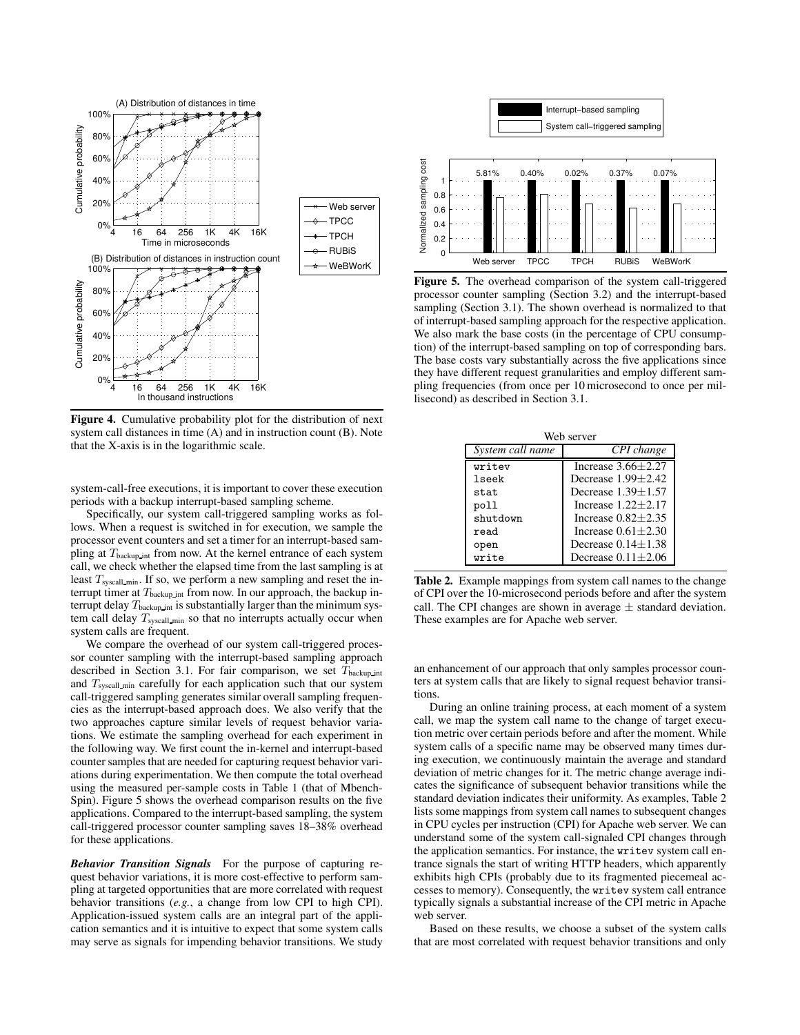Figure 4. Cumulative probability plot for the distribution of next system call distances in time (A) and in instruction count (B). Note that the X-axis is in the logarithmic scale.

system-call-free executions, it is important to cover these execution periods with a backup interrupt-based sampling scheme.

Specifically, our system call-triggered sampling works as follows. When a request is switched in for execution, we sample the processor event counters and set a timer for an interrupt-based sampling at $T_{\text{backup\_int}}$ from now. At the kernel entrance of each system call, we check whether the elapsed time from the last sampling is at least $T_{\text{syscall\_min}}$. If so, we perform a new sampling and reset the interrupt timer at $T_{\text{backup\_int}}$ from now. In our approach, the backup interrupt delay $T_{\text{backup\_int}}$ is substantially larger than the minimum system call delay $T_{\text{syscall\_min}}$ so that no interrupts actually occur when system calls are frequent.

We compare the overhead of our system call-triggered processor counter sampling with the interrupt-based sampling approach described in Section 3.1. For fair comparison, we set $T_{\text{backup\_int}}$ and $T_{\text{syscall\_min}}$ carefully for each application such that our system call-triggered sampling generates similar overall sampling frequencies as the interrupt-based approach does. We also verify that the two approaches capture similar levels of request behavior variations. We estimate the sampling overhead for each experiment in the following way. We first count the in-kernel and interrupt-based counter samples that are needed for capturing request behavior variations during experimentation. We then compute the total overhead using the measured per-sample costs in Table 1 (that of Mbench-Spin). Figure 5 shows the overhead comparison results on the five applications. Compared to the interrupt-based sampling, the system call-triggered processor counter sampling saves 18–38% overhead for these applications.

***Behavior Transition Signals*** For the purpose of capturing request behavior variations, it is more cost-effective to perform sampling at targeted opportunities that are more correlated with request behavior transitions (*e.g.*, a change from low CPI to high CPI). Application-issued system calls are an integral part of the application semantics and it is intuitive to expect that some system calls may serve as signals for impending behavior transitions. We study

Figure 5. The overhead comparison of the system call-triggered processor counter sampling (Section 3.2) and the interrupt-based sampling (Section 3.1). The shown overhead is normalized to that of interrupt-based sampling approach for the respective application. We also mark the base costs (in the percentage of CPU consumption) of the interrupt-based sampling on top of corresponding bars. The base costs vary substantially across the five applications since they have different request granularities and employ different sampling frequencies (from once per 10 microsecond to once per millisecond) as described in Section 3.1.

Web server

| *System call name* | *CPI change* |
|---|---|
| writev | Increase 3.66±2.27 |
| lseek | Decrease 1.99±2.42 |
| stat | Decrease 1.39±1.57 |
| poll | Increase 1.22±2.17 |
| shutdown | Increase 0.82±2.35 |
| read | Increase 0.61±2.30 |
| open | Decrease 0.14±1.38 |
| write | Decrease 0.11±2.06 |

**Table 2.** Example mappings from system call names to the change of CPI over the 10-microsecond periods before and after the system call. The CPI changes are shown in average ± standard deviation. These examples are for Apache web server.

an enhancement of our approach that only samples processor counters at system calls that are likely to signal request behavior transitions.

During an online training process, at each moment of a system call, we map the system call name to the change of target execution metric over certain periods before and after the moment. While system calls of a specific name may be observed many times during execution, we continuously maintain the average and standard deviation of metric changes for it. The metric change average indicates the significance of subsequent behavior transitions while the standard deviation indicates their uniformity. As examples, Table 2 lists some mappings from system call names to subsequent changes in CPU cycles per instruction (CPI) for Apache web server. We can understand some of the system call-signaled CPI changes through the application semantics. For instance, the writev system call entrance signals the start of writing HTTP headers, which apparently exhibits high CPIs (probably due to its fragmented piecemeal accesses to memory). Consequently, the writev system call entrance typically signals a substantial increase of the CPI metric in Apache web server.

Based on these results, we choose a subset of the system calls that are most correlated with request behavior transitions and only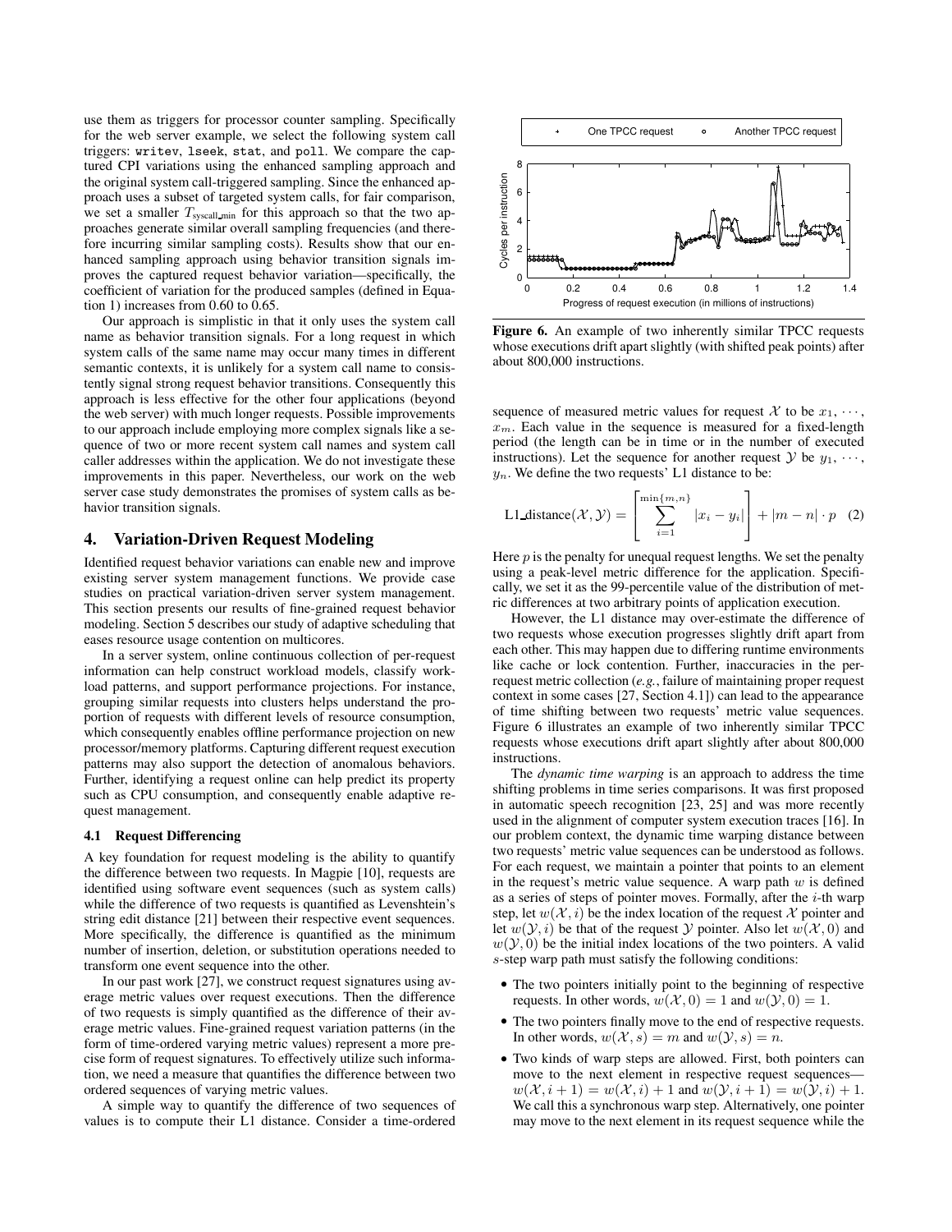use them as triggers for processor counter sampling. Specifically for the web server example, we select the following system call triggers: `writev`, `lseek`, `stat`, and `poll`. We compare the captured CPI variations using the enhanced sampling approach and the original system call-triggered sampling. Since the enhanced approach uses a subset of targeted system calls, for fair comparison, we set a smaller $T_{\text{syscall\_min}}$ for this approach so that the two approaches generate similar overall sampling frequencies (and therefore incurring similar sampling costs). Results show that our enhanced sampling approach using behavior transition signals improves the captured request behavior variation—specifically, the coefficient of variation for the produced samples (defined in Equation 1) increases from 0.60 to 0.65.

Our approach is simplistic in that it only uses the system call name as behavior transition signals. For a long request in which system calls of the same name may occur many times in different semantic contexts, it is unlikely for a system call name to consistently signal strong request behavior transitions. Consequently this approach is less effective for the other four applications (beyond the web server) with much longer requests. Possible improvements to our approach include employing more complex signals like a sequence of two or more recent system call names and system call caller addresses within the application. We do not investigate these improvements in this paper. Nevertheless, our work on the web server case study demonstrates the promises of system calls as behavior transition signals.

## 4. Variation-Driven Request Modeling

Identified request behavior variations can enable new and improve existing server system management functions. We provide case studies on practical variation-driven server system management. This section presents our results of fine-grained request behavior modeling. Section 5 describes our study of adaptive scheduling that eases resource usage contention on multicores.

In a server system, online continuous collection of per-request information can help construct workload models, classify workload patterns, and support performance projections. For instance, grouping similar requests into clusters helps understand the proportion of requests with different levels of resource consumption, which consequently enables offline performance projection on new processor/memory platforms. Capturing different request execution patterns may also support the detection of anomalous behaviors. Further, identifying a request online can help predict its property such as CPU consumption, and consequently enable adaptive request management.

### 4.1 Request Differencing

A key foundation for request modeling is the ability to quantify the difference between two requests. In Magpie [10], requests are identified using software event sequences (such as system calls) while the difference of two requests is quantified as Levenshtein's string edit distance [21] between their respective event sequences. More specifically, the difference is quantified as the minimum number of insertion, deletion, or substitution operations needed to transform one event sequence into the other.

In our past work [27], we construct request signatures using average metric values over request executions. Then the difference of two requests is simply quantified as the difference of their average metric values. Fine-grained request variation patterns (in the form of time-ordered varying metric values) represent a more precise form of request signatures. To effectively utilize such information, we need a measure that quantifies the difference between two ordered sequences of varying metric values.

A simple way to quantify the difference of two sequences of values is to compute their L1 distance. Consider a time-ordered sequence of measured metric values for request $\mathcal{X}$ to be $x_1, \cdots, x_m$. Each value in the sequence is measured for a fixed-length period (the length can be in time or in the number of executed instructions). Let the sequence for another request $\mathcal{Y}$ be $y_1, \cdots, y_n$. We define the two requests' L1 distance to be:

$$\text{L1\_distance}(\mathcal{X}, \mathcal{Y}) = \left[ \sum_{i=1}^{\min\{m,n\}} |x_i - y_i| \right] + |m - n| \cdot p \quad (2)$$

Here $p$ is the penalty for unequal request lengths. We set the penalty using a peak-level metric difference for the application. Specifically, we set it as the 99-percentile value of the distribution of metric differences at two arbitrary points of application execution.

However, the L1 distance may over-estimate the difference of two requests whose execution progresses slightly drift apart from each other. This may happen due to differing runtime environments like cache or lock contention. Further, inaccuracies in the per-request metric collection (*e.g.*, failure of maintaining proper request context in some cases [27, Section 4.1]) can lead to the appearance of time shifting between two requests' metric value sequences. Figure 6 illustrates an example of two inherently similar TPCC requests whose executions drift apart slightly after about 800,000 instructions.

**Figure 6.** An example of two inherently similar TPCC requests whose executions drift apart slightly (with shifted peak points) after about 800,000 instructions.

The *dynamic time warping* is an approach to address the time shifting problems in time series comparisons. It was first proposed in automatic speech recognition [23, 25] and was more recently used in the alignment of computer system execution traces [16]. In our problem context, the dynamic time warping distance between two requests' metric value sequences can be understood as follows. For each request, we maintain a pointer that points to an element in the request's metric value sequence. A warp path $w$ is defined as a series of steps of pointer moves. Formally, after the $i$-th warp step, let $w(\mathcal{X}, i)$ be the index location of the request $\mathcal{X}$ pointer and let $w(\mathcal{Y}, i)$ be that of the request $\mathcal{Y}$ pointer. Also let $w(\mathcal{X}, 0)$ and $w(\mathcal{Y}, 0)$ be the initial index locations of the two pointers. A valid $s$-step warp path must satisfy the following conditions:

- The two pointers initially point to the beginning of respective requests. In other words, $w(\mathcal{X}, 0) = 1$ and $w(\mathcal{Y}, 0) = 1$.
- The two pointers finally move to the end of respective requests. In other words, $w(\mathcal{X}, s) = m$ and $w(\mathcal{Y}, s) = n$.
- Two kinds of warp steps are allowed. First, both pointers can move to the next element in respective request sequences—$w(\mathcal{X}, i+1) = w(\mathcal{X}, i) + 1$ and $w(\mathcal{Y}, i+1) = w(\mathcal{Y}, i) + 1$. We call this a synchronous warp step. Alternatively, one pointer may move to the next element in its request sequence while the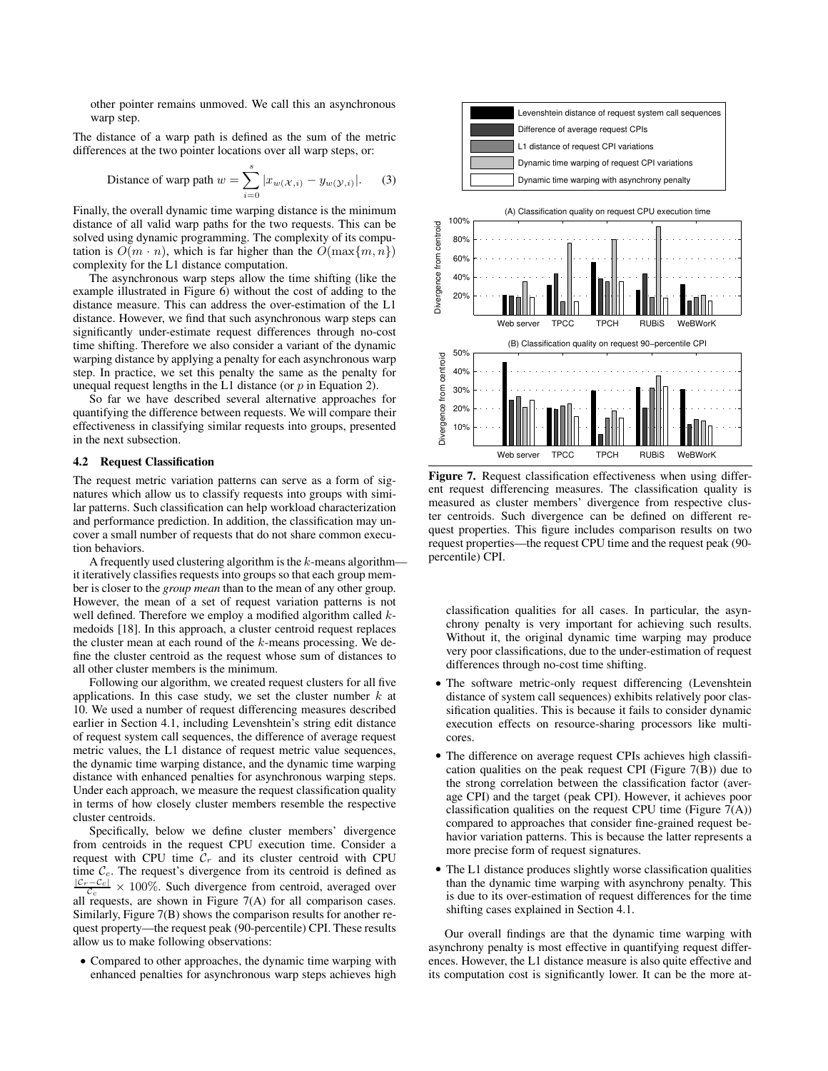other pointer remains unmoved. We call this an asynchronous warp step.

The distance of a warp path is defined as the sum of the metric differences at the two pointer locations over all warp steps, or:

$$\text{Distance of warp path } w = \sum_{i=0}^{s} |x_{w(\mathcal{X},i)} - y_{w(\mathcal{Y},i)}|. \quad (3)$$

Finally, the overall dynamic time warping distance is the minimum distance of all valid warp paths for the two requests. This can be solved using dynamic programming. The complexity of its computation is $O(m \cdot n)$, which is far higher than the $O(\max\{m, n\})$ complexity for the L1 distance computation.

The asynchronous warp steps allow the time shifting (like the example illustrated in Figure 6) without the cost of adding to the distance measure. This can address the over-estimation of the L1 distance. However, we find that such asynchronous warp steps can significantly under-estimate request differences through no-cost time shifting. Therefore we also consider a variant of the dynamic warping distance by applying a penalty for each asynchronous warp step. In practice, we set this penalty the same as the penalty for unequal request lengths in the L1 distance (or $p$ in Equation 2).

So far we have described several alternative approaches for quantifying the difference between requests. We will compare their effectiveness in classifying similar requests into groups, presented in the next subsection.

### 4.2 Request Classification

The request metric variation patterns can serve as a form of signatures which allow us to classify requests into groups with similar patterns. Such classification can help workload characterization and performance prediction. In addition, the classification may uncover a small number of requests that do not share common execution behaviors.

A frequently used clustering algorithm is the $k$-means algorithm—it iteratively classifies requests into groups so that each group member is closer to the *group mean* than to the mean of any other group. However, the mean of a set of request variation patterns is not well defined. Therefore we employ a modified algorithm called $k$-medoids [18]. In this approach, a cluster centroid request replaces the cluster mean at each round of the $k$-means processing. We define the cluster centroid as the request whose sum of distances to all other cluster members is the minimum.

Following our algorithm, we created request clusters for all five applications. In this case study, we set the cluster number $k$ at 10. We used a number of request differencing measures described earlier in Section 4.1, including Levenshtein's string edit distance of request system call sequences, the difference of average request metric values, the L1 distance of request metric value sequences, the dynamic time warping distance, and the dynamic time warping distance with enhanced penalties for asynchronous warping steps. Under each approach, we measure the request classification quality in terms of how closely cluster members resemble the respective cluster centroids.

Specifically, below we define cluster members' divergence from centroids in the request CPU execution time. Consider a request with CPU time $\mathcal{C}_r$ and its cluster centroid with CPU time $\mathcal{C}_c$. The request's divergence from its centroid is defined as $\frac{|\mathcal{C}_r - \mathcal{C}_c|}{\mathcal{C}_c} \times 100\%$. Such divergence from centroid, averaged over all requests, are shown in Figure 7(A) for all comparison cases. Similarly, Figure 7(B) shows the comparison results for another request property—the request peak (90-percentile) CPI. These results allow us to make following observations:

- Compared to other approaches, the dynamic time warping with enhanced penalties for asynchronous warp steps achieves high classification qualities for all cases. In particular, the asynchrony penalty is very important for achieving such results. Without it, the original dynamic time warping may produce very poor classifications, due to the under-estimation of request differences through no-cost time shifting.
- The software metric-only request differencing (Levenshtein distance of system call sequences) exhibits relatively poor classification qualities. This is because it fails to consider dynamic execution effects on resource-sharing processors like multicores.
- The difference on average request CPIs achieves high classification qualities on the peak request CPI (Figure 7(B)) due to the strong correlation between the classification factor (average CPI) and the target (peak CPI). However, it achieves poor classification qualities on the request CPU time (Figure 7(A)) compared to approaches that consider fine-grained request behavior variation patterns. This is because the latter represents a more precise form of request signatures.
- The L1 distance produces slightly worse classification qualities than the dynamic time warping with asynchrony penalty. This is due to its over-estimation of request differences for the time shifting cases explained in Section 4.1.

Our overall findings are that the dynamic time warping with asynchrony penalty is most effective in quantifying request differences. However, the L1 distance measure is also quite effective and its computation cost is significantly lower. It can be the more at-

**Figure 7.** Request classification effectiveness when using different request differencing measures. The classification quality is measured as cluster members' divergence from respective cluster centroids. Such divergence can be defined on different request properties. This figure includes comparison results on two request properties—the request CPU time and the request peak (90-percentile) CPI.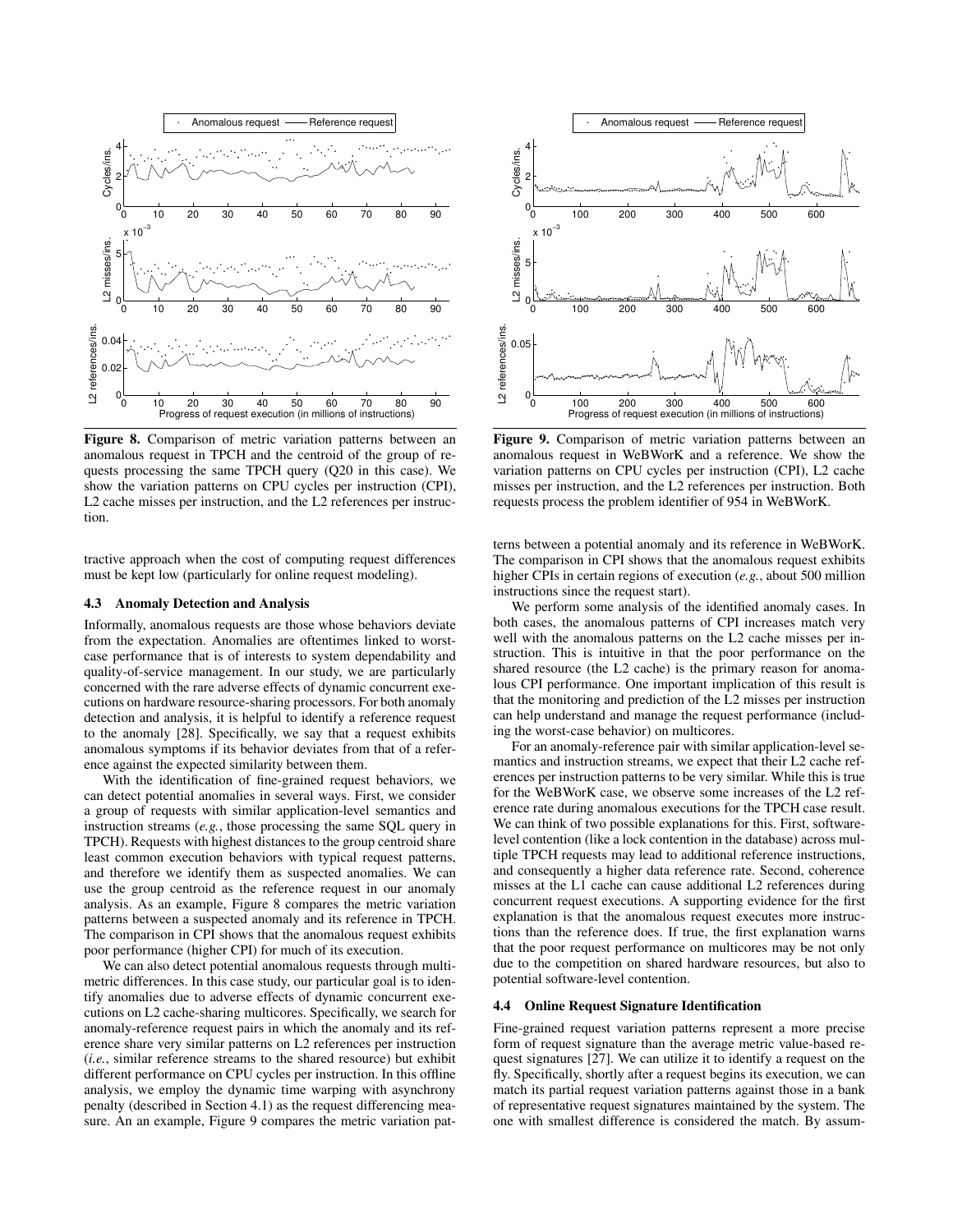**Figure 8.** Comparison of metric variation patterns between an anomalous request in TPCH and the centroid of the group of requests processing the same TPCH query (Q20 in this case). We show the variation patterns on CPU cycles per instruction (CPI), L2 cache misses per instruction, and the L2 references per instruction.

**Figure 9.** Comparison of metric variation patterns between an anomalous request in WeBWorK and a reference. We show the variation patterns on CPU cycles per instruction (CPI), L2 cache misses per instruction, and the L2 references per instruction. Both requests process the problem identifier of 954 in WeBWorK.

tractive approach when the cost of computing request differences must be kept low (particularly for online request modeling).

### 4.3 Anomaly Detection and Analysis

Informally, anomalous requests are those whose behaviors deviate from the expectation. Anomalies are oftentimes linked to worst-case performance that is of interests to system dependability and quality-of-service management. In our study, we are particularly concerned with the rare adverse effects of dynamic concurrent executions on hardware resource-sharing processors. For both anomaly detection and analysis, it is helpful to identify a reference request to the anomaly [28]. Specifically, we say that a request exhibits anomalous symptoms if its behavior deviates from that of a reference against the expected similarity between them.

With the identification of fine-grained request behaviors, we can detect potential anomalies in several ways. First, we consider a group of requests with similar application-level semantics and instruction streams (*e.g.*, those processing the same SQL query in TPCH). Requests with highest distances to the group centroid share least common execution behaviors with typical request patterns, and therefore we identify them as suspected anomalies. We can use the group centroid as the reference request in our anomaly analysis. As an example, Figure 8 compares the metric variation patterns between a suspected anomaly and its reference in TPCH. The comparison in CPI shows that the anomalous request exhibits poor performance (higher CPI) for much of its execution.

We can also detect potential anomalous requests through multi-metric differences. In this case study, our particular goal is to identify anomalies due to adverse effects of dynamic concurrent executions on L2 cache-sharing multicores. Specifically, we search for anomaly-reference request pairs in which the anomaly and its reference share very similar patterns on L2 references per instruction (*i.e.*, similar reference streams to the shared resource) but exhibit different performance on CPU cycles per instruction. In this offline analysis, we employ the dynamic time warping with asynchrony penalty (described in Section 4.1) as the request differencing measure. An an example, Figure 9 compares the metric variation patterns between a potential anomaly and its reference in WeBWorK. The comparison in CPI shows that the anomalous request exhibits higher CPIs in certain regions of execution (*e.g.*, about 500 million instructions since the request start).

We perform some analysis of the identified anomaly cases. In both cases, the anomalous patterns of CPI increases match very well with the anomalous patterns on the L2 cache misses per instruction. This is intuitive in that the poor performance on the shared resource (the L2 cache) is the primary reason for anomalous CPI performance. One important implication of this result is that the monitoring and prediction of the L2 misses per instruction can help understand and manage the request performance (including the worst-case behavior) on multicores.

For an anomaly-reference pair with similar application-level semantics and instruction streams, we expect that their L2 cache references per instruction patterns to be very similar. While this is true for the WeBWorK case, we observe some increases of the L2 reference rate during anomalous executions for the TPCH case result. We can think of two possible explanations for this. First, software-level contention (like a lock contention in the database) across multiple TPCH requests may lead to additional reference instructions, and consequently a higher data reference rate. Second, coherence misses at the L1 cache can cause additional L2 references during concurrent request executions. A supporting evidence for the first explanation is that the anomalous request executes more instructions than the reference does. If true, the first explanation warns that the poor request performance on multicores may be not only due to the competition on shared hardware resources, but also to potential software-level contention.

### 4.4 Online Request Signature Identification

Fine-grained request variation patterns represent a more precise form of request signature than the average metric value-based request signatures [27]. We can utilize it to identify a request on the fly. Specifically, shortly after a request begins its execution, we can match its partial request variation patterns against those in a bank of representative request signatures maintained by the system. The one with smallest difference is considered the match. By assum-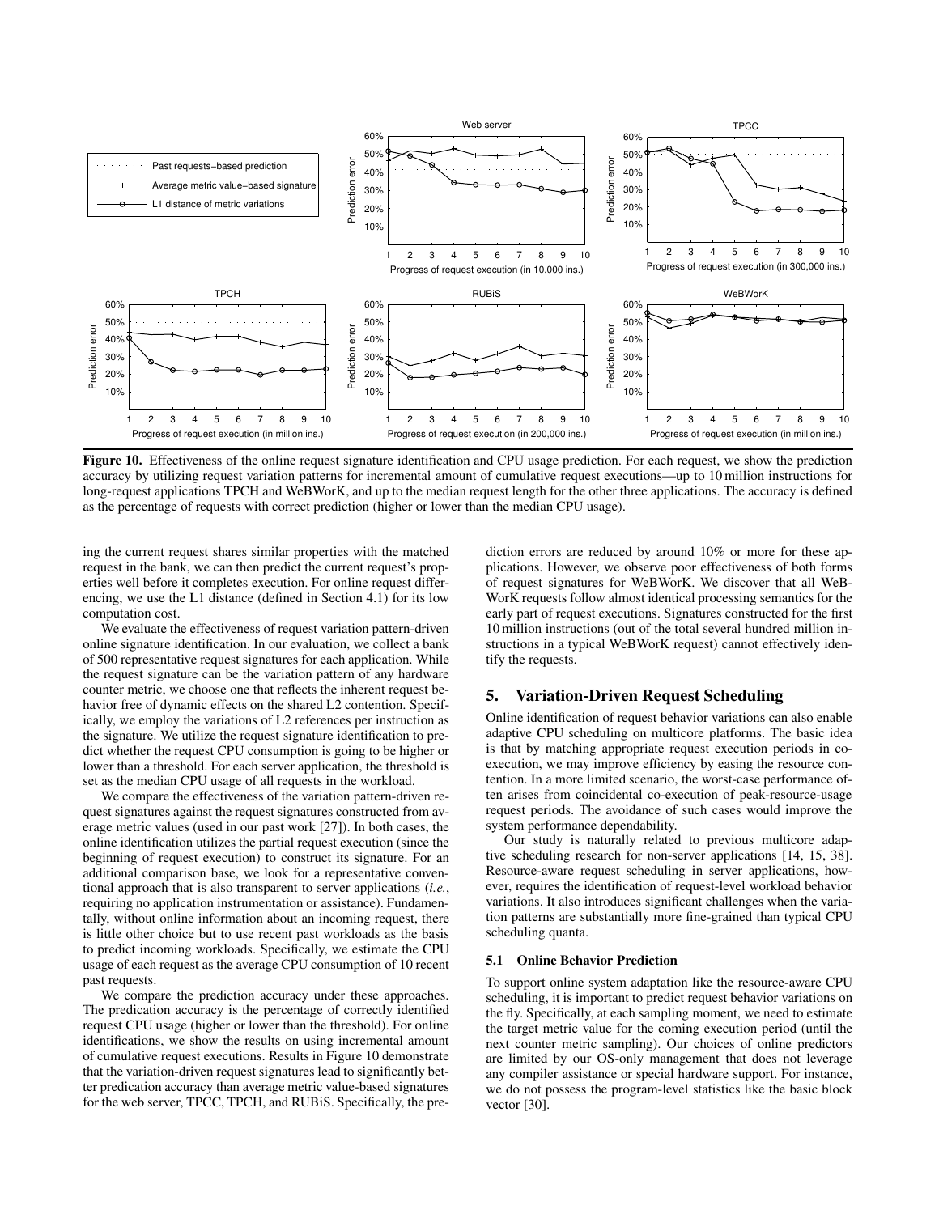**Figure 10.** Effectiveness of the online request signature identification and CPU usage prediction. For each request, we show the prediction accuracy by utilizing request variation patterns for incremental amount of cumulative request executions—up to 10 million instructions for long-request applications TPCH and WeBWorK, and up to the median request length for the other three applications. The accuracy is defined as the percentage of requests with correct prediction (higher or lower than the median CPU usage).

ing the current request shares similar properties with the matched request in the bank, we can then predict the current request's properties well before it completes execution. For online request differencing, we use the L1 distance (defined in Section 4.1) for its low computation cost.

We evaluate the effectiveness of request variation pattern-driven online signature identification. In our evaluation, we collect a bank of 500 representative request signatures for each application. While the request signature can be the variation pattern of any hardware counter metric, we choose one that reflects the inherent request behavior free of dynamic effects on the shared L2 contention. Specifically, we employ the variations of L2 references per instruction as the signature. We utilize the request signature identification to predict whether the request CPU consumption is going to be higher or lower than a threshold. For each server application, the threshold is set as the median CPU usage of all requests in the workload.

We compare the effectiveness of the variation pattern-driven request signatures against the request signatures constructed from average metric values (used in our past work [27]). In both cases, the online identification utilizes the partial request execution (since the beginning of request execution) to construct its signature. For an additional comparison base, we look for a representative conventional approach that is also transparent to server applications (*i.e.*, requiring no application instrumentation or assistance). Fundamentally, without online information about an incoming request, there is little other choice but to use recent past workloads as the basis to predict incoming workloads. Specifically, we estimate the CPU usage of each request as the average CPU consumption of 10 recent past requests.

We compare the prediction accuracy under these approaches. The predication accuracy is the percentage of correctly identified request CPU usage (higher or lower than the threshold). For online identifications, we show the results on using incremental amount of cumulative request executions. Results in Figure 10 demonstrate that the variation-driven request signatures lead to significantly better predication accuracy than average metric value-based signatures for the web server, TPCC, TPCH, and RUBiS. Specifically, the prediction errors are reduced by around 10% or more for these applications. However, we observe poor effectiveness of both forms of request signatures for WeBWorK. We discover that all WeBWorK requests follow almost identical processing semantics for the early part of request executions. Signatures constructed for the first 10 million instructions (out of the total several hundred million instructions in a typical WeBWorK request) cannot effectively identify the requests.

## 5. Variation-Driven Request Scheduling

Online identification of request behavior variations can also enable adaptive CPU scheduling on multicore platforms. The basic idea is that by matching appropriate request execution periods in co-execution, we may improve efficiency by easing the resource contention. In a more limited scenario, the worst-case performance often arises from coincidental co-execution of peak-resource-usage request periods. The avoidance of such cases would improve the system performance dependability.

Our study is naturally related to previous multicore adaptive scheduling research for non-server applications [14, 15, 38]. Resource-aware request scheduling in server applications, however, requires the identification of request-level workload behavior variations. It also introduces significant challenges when the variation patterns are substantially more fine-grained than typical CPU scheduling quanta.

### 5.1 Online Behavior Prediction

To support online system adaptation like the resource-aware CPU scheduling, it is important to predict request behavior variations on the fly. Specifically, at each sampling moment, we need to estimate the target metric value for the coming execution period (until the next counter metric sampling). Our choices of online predictors are limited by our OS-only management that does not leverage any compiler assistance or special hardware support. For instance, we do not possess the program-level statistics like the basic block vector [30].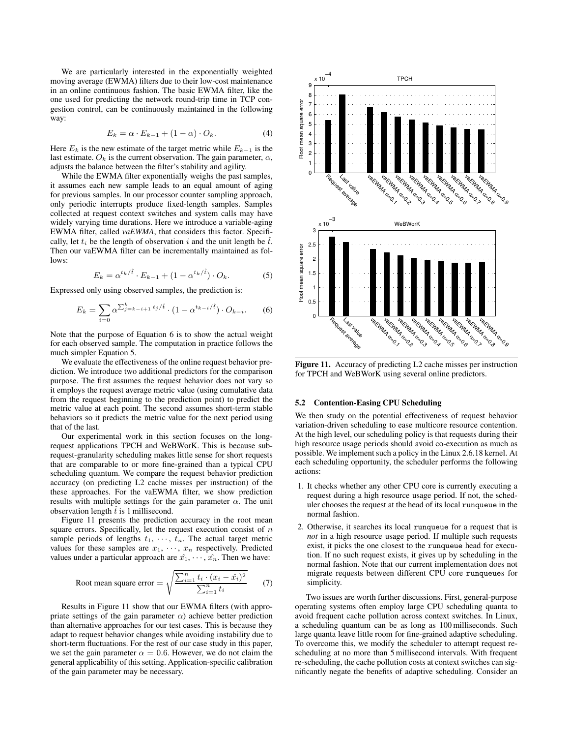We are particularly interested in the exponentially weighted moving average (EWMA) filters due to their low-cost maintenance in an online continuous fashion. The basic EWMA filter, like the one used for predicting the network round-trip time in TCP congestion control, can be continuously maintained in the following way:

$$E_k = \alpha \cdot E_{k-1} + (1 - \alpha) \cdot O_k. \quad (4)$$

Here $E_k$ is the new estimate of the target metric while $E_{k-1}$ is the last estimate. $O_k$ is the current observation. The gain parameter, $\alpha$, adjusts the balance between the filter's stability and agility.

While the EWMA filter exponentially weighs the past samples, it assumes each new sample leads to an equal amount of aging for previous samples. In our processor counter sampling approach, only periodic interrupts produce fixed-length samples. Samples collected at request context switches and system calls may have widely varying time durations. Here we introduce a variable-aging EWMA filter, called *vaEWMA*, that considers this factor. Specifically, let $t_i$ be the length of observation $i$ and the unit length be $\hat{t}$. Then our vaEWMA filter can be incrementally maintained as follows:

$$E_k = \alpha^{t_k/\hat{t}} \cdot E_{k-1} + (1 - \alpha^{t_k/\hat{t}}) \cdot O_k. \quad (5)$$

Expressed only using observed samples, the prediction is:

$$E_k = \sum_{i=0} \alpha^{\sum_{j=k-i+1}^{k} t_j/\hat{t}} \cdot (1 - \alpha^{t_{k-i}/\hat{t}}) \cdot O_{k-i}. \quad (6)$$

Note that the purpose of Equation 6 is to show the actual weight for each observed sample. The computation in practice follows the much simpler Equation 5.

We evaluate the effectiveness of the online request behavior prediction. We introduce two additional predictors for the comparison purpose. The first assumes the request behavior does not vary so it employs the request average metric value (using cumulative data from the request beginning to the prediction point) to predict the metric value at each point. The second assumes short-term stable behaviors so it predicts the metric value for the next period using that of the last.

Our experimental work in this section focuses on the long-request applications TPCH and WeBWorK. This is because sub-request-granularity scheduling makes little sense for short requests that are comparable to or more fine-grained than a typical CPU scheduling quantum. We compare the request behavior prediction accuracy (on predicting L2 cache misses per instruction) of the these approaches. For the vaEWMA filter, we show prediction results with multiple settings for the gain parameter $\alpha$. The unit observation length $\hat{t}$ is 1 millisecond.

Figure 11 presents the prediction accuracy in the root mean square errors. Specifically, let the request execution consist of $n$ sample periods of lengths $t_1, \cdots, t_n$. The actual target metric values for these samples are $x_1, \cdots, x_n$ respectively. Predicted values under a particular approach are $\hat{x_1}, \cdots, \hat{x_n}$. Then we have:

$$\text{Root mean square error} = \sqrt{\frac{\sum_{i=1}^{n} t_i \cdot (x_i - \hat{x_i})^2}{\sum_{i=1}^{n} t_i}} \quad (7)$$

Results in Figure 11 show that our EWMA filters (with appropriate settings of the gain parameter $\alpha$) achieve better prediction than alternative approaches for our test cases. This is because they adapt to request behavior changes while avoiding instability due to short-term fluctuations. For the rest of our case study in this paper, we set the gain parameter $\alpha = 0.6$. However, we do not claim the general applicability of this setting. Application-specific calibration of the gain parameter may be necessary.

**Figure 11.** Accuracy of predicting L2 cache misses per instruction for TPCH and WeBWorK using several online predictors.

### 5.2 Contention-Easing CPU Scheduling

We then study on the potential effectiveness of request behavior variation-driven scheduling to ease multicore resource contention. At the high level, our scheduling policy is that requests during their high resource usage periods should avoid co-execution as much as possible. We implement such a policy in the Linux 2.6.18 kernel. At each scheduling opportunity, the scheduler performs the following actions:

1. It checks whether any other CPU core is currently executing a request during a high resource usage period. If not, the scheduler chooses the request at the head of its local `runqueue` in the normal fashion.
2. Otherwise, it searches its local `runqueue` for a request that is *not* in a high resource usage period. If multiple such requests exist, it picks the one closest to the `runqueue` head for execution. If no such request exists, it gives up by scheduling in the normal fashion. Note that our current implementation does not migrate requests between different CPU core `runqueue`s for simplicity.

Two issues are worth further discussions. First, general-purpose operating systems often employ large CPU scheduling quanta to avoid frequent cache pollution across context switches. In Linux, a scheduling quantum can be as long as 100 milliseconds. Such large quanta leave little room for fine-grained adaptive scheduling. To overcome this, we modify the scheduler to attempt request re-scheduling at no more than 5 millisecond intervals. With frequent re-scheduling, the cache pollution costs at context switches can significantly negate the benefits of adaptive scheduling. Consider an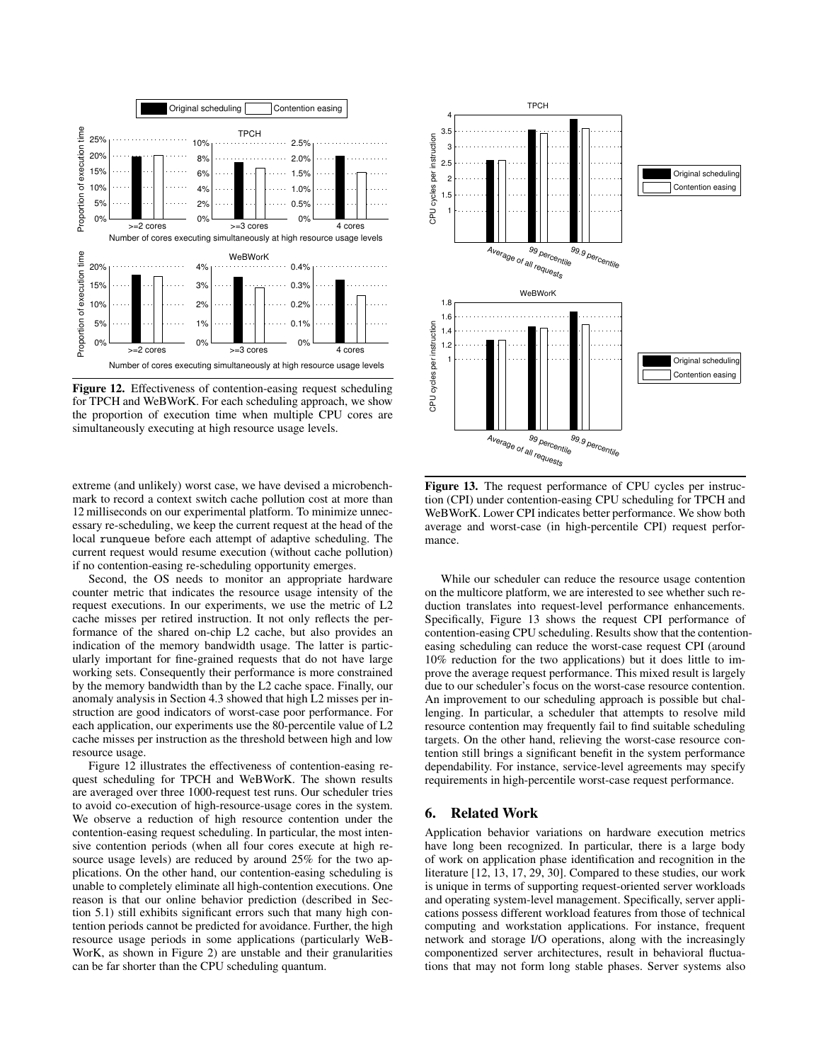**Figure 12.** Effectiveness of contention-easing request scheduling for TPCH and WeBWorK. For each scheduling approach, we show the proportion of execution time when multiple CPU cores are simultaneously executing at high resource usage levels.

extreme (and unlikely) worst case, we have devised a microbenchmark to record a context switch cache pollution cost at more than 12 milliseconds on our experimental platform. To minimize unnecessary re-scheduling, we keep the current request at the head of the local runqueue before each attempt of adaptive scheduling. The current request would resume execution (without cache pollution) if no contention-easing re-scheduling opportunity emerges.

Second, the OS needs to monitor an appropriate hardware counter metric that indicates the resource usage intensity of the request executions. In our experiments, we use the metric of L2 cache misses per retired instruction. It not only reflects the performance of the shared on-chip L2 cache, but also provides an indication of the memory bandwidth usage. The latter is particularly important for fine-grained requests that do not have large working sets. Consequently their performance is more constrained by the memory bandwidth than by the L2 cache space. Finally, our anomaly analysis in Section 4.3 showed that high L2 misses per instruction are good indicators of worst-case poor performance. For each application, our experiments use the 80-percentile value of L2 cache misses per instruction as the threshold between high and low resource usage.

Figure 12 illustrates the effectiveness of contention-easing request scheduling for TPCH and WeBWorK. The shown results are averaged over three 1000-request test runs. Our scheduler tries to avoid co-execution of high-resource-usage cores in the system. We observe a reduction of high resource contention under the contention-easing request scheduling. In particular, the most intensive contention periods (when all four cores execute at high resource usage levels) are reduced by around 25% for the two applications. On the other hand, our contention-easing scheduling is unable to completely eliminate all high-contention executions. One reason is that our online behavior prediction (described in Section 5.1) still exhibits significant errors such that many high contention periods cannot be predicted for avoidance. Further, the high resource usage periods in some applications (particularly WeBWorK, as shown in Figure 2) are unstable and their granularities can be far shorter than the CPU scheduling quantum.

**Figure 13.** The request performance of CPU cycles per instruction (CPI) under contention-easing CPU scheduling for TPCH and WeBWorK. Lower CPI indicates better performance. We show both average and worst-case (in high-percentile CPI) request performance.

While our scheduler can reduce the resource usage contention on the multicore platform, we are interested to see whether such reduction translates into request-level performance enhancements. Specifically, Figure 13 shows the request CPI performance of contention-easing CPU scheduling. Results show that the contention-easing scheduling can reduce the worst-case request CPI (around 10% reduction for the two applications) but it does little to improve the average request performance. This mixed result is largely due to our scheduler's focus on the worst-case resource contention. An improvement to our scheduling approach is possible but challenging. In particular, a scheduler that attempts to resolve mild resource contention may frequently fail to find suitable scheduling targets. On the other hand, relieving the worst-case resource contention still brings a significant benefit in the system performance dependability. For instance, service-level agreements may specify requirements in high-percentile worst-case request performance.

## 6. Related Work

Application behavior variations on hardware execution metrics have long been recognized. In particular, there is a large body of work on application phase identification and recognition in the literature [12, 13, 17, 29, 30]. Compared to these studies, our work is unique in terms of supporting request-oriented server workloads and operating system-level management. Specifically, server applications possess different workload features from those of technical computing and workstation applications. For instance, frequent network and storage I/O operations, along with the increasingly componentized server architectures, result in behavioral fluctuations that may not form long stable phases. Server systems also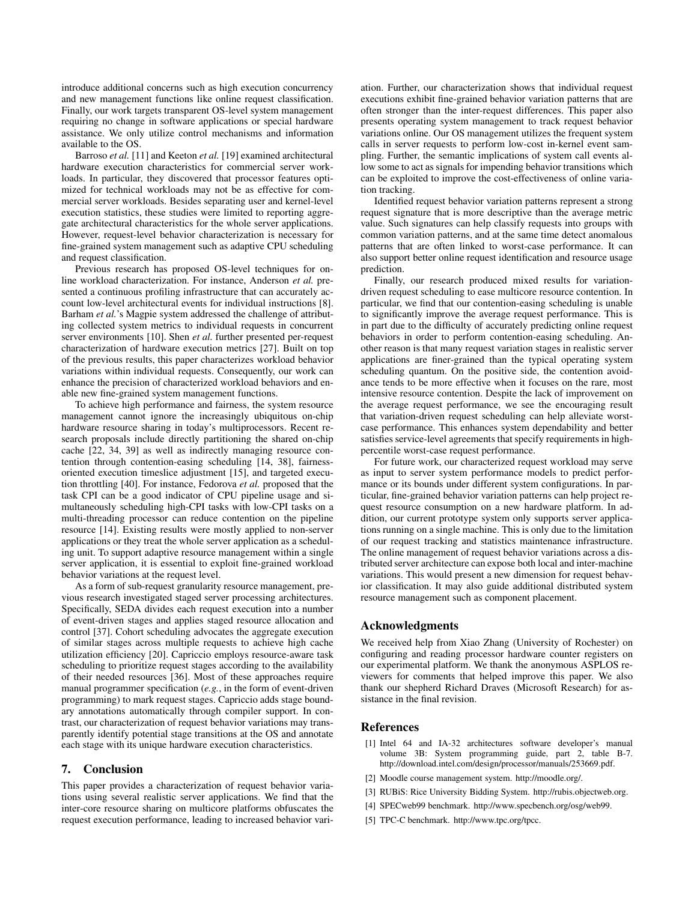introduce additional concerns such as high execution concurrency and new management functions like online request classification. Finally, our work targets transparent OS-level system management requiring no change in software applications or special hardware assistance. We only utilize control mechanisms and information available to the OS.

Barroso *et al.* [11] and Keeton *et al.* [19] examined architectural hardware execution characteristics for commercial server workloads. In particular, they discovered that processor features optimized for technical workloads may not be as effective for commercial server workloads. Besides separating user and kernel-level execution statistics, these studies were limited to reporting aggregate architectural characteristics for the whole server applications. However, request-level behavior characterization is necessary for fine-grained system management such as adaptive CPU scheduling and request classification.

Previous research has proposed OS-level techniques for online workload characterization. For instance, Anderson *et al.* presented a continuous profiling infrastructure that can accurately account low-level architectural events for individual instructions [8]. Barham *et al.*'s Magpie system addressed the challenge of attributing collected system metrics to individual requests in concurrent server environments [10]. Shen *et al.* further presented per-request characterization of hardware execution metrics [27]. Built on top of the previous results, this paper characterizes workload behavior variations within individual requests. Consequently, our work can enhance the precision of characterized workload behaviors and enable new fine-grained system management functions.

To achieve high performance and fairness, the system resource management cannot ignore the increasingly ubiquitous on-chip hardware resource sharing in today's multiprocessors. Recent research proposals include directly partitioning the shared on-chip cache [22, 34, 39] as well as indirectly managing resource contention through contention-easing scheduling [14, 38], fairness-oriented execution timeslice adjustment [15], and targeted execution throttling [40]. For instance, Fedorova *et al.* proposed that the task CPI can be a good indicator of CPU pipeline usage and simultaneously scheduling high-CPI tasks with low-CPI tasks on a multi-threading processor can reduce contention on the pipeline resource [14]. Existing results were mostly applied to non-server applications or they treat the whole server application as a scheduling unit. To support adaptive resource management within a single server application, it is essential to exploit fine-grained workload behavior variations at the request level.

As a form of sub-request granularity resource management, previous research investigated staged server processing architectures. Specifically, SEDA divides each request execution into a number of event-driven stages and applies staged resource allocation and control [37]. Cohort scheduling advocates the aggregate execution of similar stages across multiple requests to achieve high cache utilization efficiency [20]. Capriccio employs resource-aware task scheduling to prioritize request stages according to the availability of their needed resources [36]. Most of these approaches require manual programmer specification (*e.g.*, in the form of event-driven programming) to mark request stages. Capriccio adds stage boundary annotations automatically through compiler support. In contrast, our characterization of request behavior variations may transparently identify potential stage transitions at the OS and annotate each stage with its unique hardware execution characteristics.

## 7. Conclusion

This paper provides a characterization of request behavior variations using several realistic server applications. We find that the inter-core resource sharing on multicore platforms obfuscates the request execution performance, leading to increased behavior variation. Further, our characterization shows that individual request executions exhibit fine-grained behavior variation patterns that are often stronger than the inter-request differences. This paper also presents operating system management to track request behavior variations online. Our OS management utilizes the frequent system calls in server requests to perform low-cost in-kernel event sampling. Further, the semantic implications of system call events allow some to act as signals for impending behavior transitions which can be exploited to improve the cost-effectiveness of online variation tracking.

Identified request behavior variation patterns represent a strong request signature that is more descriptive than the average metric value. Such signatures can help classify requests into groups with common variation patterns, and at the same time detect anomalous patterns that are often linked to worst-case performance. It can also support better online request identification and resource usage prediction.

Finally, our research produced mixed results for variation-driven request scheduling to ease multicore resource contention. In particular, we find that our contention-easing scheduling is unable to significantly improve the average request performance. This is in part due to the difficulty of accurately predicting online request behaviors in order to perform contention-easing scheduling. Another reason is that many request variation stages in realistic server applications are finer-grained than the typical operating system scheduling quantum. On the positive side, the contention avoidance tends to be more effective when it focuses on the rare, most intensive resource contention. Despite the lack of improvement on the average request performance, we see the encouraging result that variation-driven request scheduling can help alleviate worst-case performance. This enhances system dependability and better satisfies service-level agreements that specify requirements in high-percentile worst-case request performance.

For future work, our characterized request workload may serve as input to server system performance models to predict performance or its bounds under different system configurations. In particular, fine-grained behavior variation patterns can help project request resource consumption on a new hardware platform. In addition, our current prototype system only supports server applications running on a single machine. This is only due to the limitation of our request tracking and statistics maintenance infrastructure. The online management of request behavior variations across a distributed server architecture can expose both local and inter-machine variations. This would present a new dimension for request behavior classification. It may also guide additional distributed system resource management such as component placement.

## Acknowledgments

We received help from Xiao Zhang (University of Rochester) on configuring and reading processor hardware counter registers on our experimental platform. We thank the anonymous ASPLOS reviewers for comments that helped improve this paper. We also thank our shepherd Richard Draves (Microsoft Research) for assistance in the final revision.

## References

[1] Intel 64 and IA-32 architectures software developer's manual volume 3B: System programming guide, part 2, table B-7. http://download.intel.com/design/processor/manuals/253669.pdf.

[2] Moodle course management system. http://moodle.org/.

[3] RUBiS: Rice University Bidding System. http://rubis.objectweb.org.

[4] SPECweb99 benchmark. http://www.specbench.org/osg/web99.

[5] TPC-C benchmark. http://www.tpc.org/tpcc.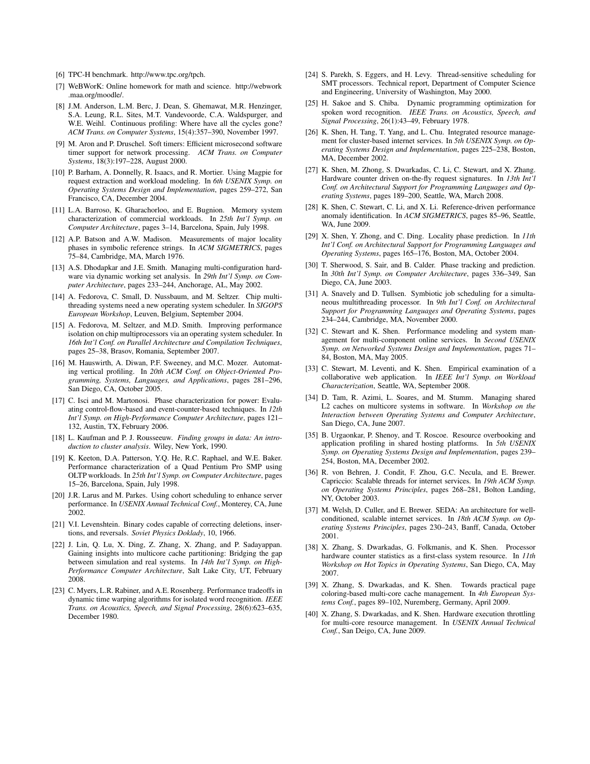[6] TPC-H benchmark. http://www.tpc.org/tpch.

[7] WeBWorK: Online homework for math and science. http://webwork .maa.org/moodle/.

[8] J.M. Anderson, L.M. Berc, J. Dean, S. Ghemawat, M.R. Henzinger, S.A. Leung, R.L. Sites, M.T. Vandevoorde, C.A. Waldspurger, and W.E. Weihl. Continuous profiling: Where have all the cycles gone? *ACM Trans. on Computer Systems*, 15(4):357–390, November 1997.

[9] M. Aron and P. Druschel. Soft timers: Efficient microsecond software timer support for network processing. *ACM Trans. on Computer Systems*, 18(3):197–228, August 2000.

[10] P. Barham, A. Donnelly, R. Isaacs, and R. Mortier. Using Magpie for request extraction and workload modeling. In *6th USENIX Symp. on Operating Systems Design and Implementation*, pages 259–272, San Francisco, CA, December 2004.

[11] L.A. Barroso, K. Gharachorloo, and E. Bugnion. Memory system characterization of commercial workloads. In *25th Int'l Symp. on Computer Architecture*, pages 3–14, Barcelona, Spain, July 1998.

[12] A.P. Batson and A.W. Madison. Measurements of major locality phases in symbolic reference strings. In *ACM SIGMETRICS*, pages 75–84, Cambridge, MA, March 1976.

[13] A.S. Dhodapkar and J.E. Smith. Managing multi-configuration hardware via dynamic working set analysis. In *29th Int'l Symp. on Computer Architecture*, pages 233–244, Anchorage, AL, May 2002.

[14] A. Fedorova, C. Small, D. Nussbaum, and M. Seltzer. Chip multithreading systems need a new operating system scheduler. In *SIGOPS European Workshop*, Leuven, Belgium, September 2004.

[15] A. Fedorova, M. Seltzer, and M.D. Smith. Improving performance isolation on chip multiprocessors via an operating system scheduler. In *16th Int'l Conf. on Parallel Architecture and Compilation Techniques*, pages 25–38, Brasov, Romania, September 2007.

[16] M. Hauswirth, A. Diwan, P.F. Sweeney, and M.C. Mozer. Automating vertical profiling. In *20th ACM Conf. on Object-Oriented Programming, Systems, Languages, and Applications*, pages 281–296, San Diego, CA, October 2005.

[17] C. Isci and M. Martonosi. Phase characterization for power: Evaluating control-flow-based and event-counter-based techniques. In *12th Int'l Symp. on High-Performance Computer Architecture*, pages 121–132, Austin, TX, February 2006.

[18] L. Kaufman and P. J. Rousseeuw. *Finding groups in data: An introduction to cluster analysis*. Wiley, New York, 1990.

[19] K. Keeton, D.A. Patterson, Y.Q. He, R.C. Raphael, and W.E. Baker. Performance characterization of a Quad Pentium Pro SMP using OLTP workloads. In *25th Int'l Symp. on Computer Architecture*, pages 15–26, Barcelona, Spain, July 1998.

[20] J.R. Larus and M. Parkes. Using cohort scheduling to enhance server performance. In *USENIX Annual Technical Conf.*, Monterey, CA, June 2002.

[21] V.I. Levenshtein. Binary codes capable of correcting deletions, insertions, and reversals. *Soviet Physics Doklady*, 10, 1966.

[22] J. Lin, Q. Lu, X. Ding, Z. Zhang, X. Zhang, and P. Sadayappan. Gaining insights into multicore cache partitioning: Bridging the gap between simulation and real systems. In *14th Int'l Symp. on High-Performance Computer Architecture*, Salt Lake City, UT, February 2008.

[23] C. Myers, L.R. Rabiner, and A.E. Rosenberg. Performance tradeoffs in dynamic time warping algorithms for isolated word recognition. *IEEE Trans. on Acoustics, Speech, and Signal Processing*, 28(6):623–635, December 1980.

[24] S. Parekh, S. Eggers, and H. Levy. Thread-sensitive scheduling for SMT processors. Technical report, Department of Computer Science and Engineering, University of Washington, May 2000.

[25] H. Sakoe and S. Chiba. Dynamic programming optimization for spoken word recognition. *IEEE Trans. on Acoustics, Speech, and Signal Processing*, 26(1):43–49, February 1978.

[26] K. Shen, H. Tang, T. Yang, and L. Chu. Integrated resource management for cluster-based internet services. In *5th USENIX Symp. on Operating Systems Design and Implementation*, pages 225–238, Boston, MA, December 2002.

[27] K. Shen, M. Zhong, S. Dwarkadas, C. Li, C. Stewart, and X. Zhang. Hardware counter driven on-the-fly request signatures. In *13th Int'l Conf. on Architectural Support for Programming Languages and Operating Systems*, pages 189–200, Seattle, WA, March 2008.

[28] K. Shen, C. Stewart, C. Li, and X. Li. Reference-driven performance anomaly identification. In *ACM SIGMETRICS*, pages 85–96, Seattle, WA, June 2009.

[29] X. Shen, Y. Zhong, and C. Ding. Locality phase prediction. In *11th Int'l Conf. on Architectural Support for Programming Languages and Operating Systems*, pages 165–176, Boston, MA, October 2004.

[30] T. Sherwood, S. Sair, and B. Calder. Phase tracking and prediction. In *30th Int'l Symp. on Computer Architecture*, pages 336–349, San Diego, CA, June 2003.

[31] A. Snavely and D. Tullsen. Symbiotic job scheduling for a simultaneous multithreading processor. In *9th Int'l Conf. on Architectural Support for Programming Languages and Operating Systems*, pages 234–244, Cambridge, MA, November 2000.

[32] C. Stewart and K. Shen. Performance modeling and system management for multi-component online services. In *Second USENIX Symp. on Networked Systems Design and Implementation*, pages 71–84, Boston, MA, May 2005.

[33] C. Stewart, M. Leventi, and K. Shen. Empirical examination of a collaborative web application. In *IEEE Int'l Symp. on Workload Characterization*, Seattle, WA, September 2008.

[34] D. Tam, R. Azimi, L. Soares, and M. Stumm. Managing shared L2 caches on multicore systems in software. In *Workshop on the Interaction between Operating Systems and Computer Architecture*, San Diego, CA, June 2007.

[35] B. Urgaonkar, P. Shenoy, and T. Roscoe. Resource overbooking and application profiling in shared hosting platforms. In *5th USENIX Symp. on Operating Systems Design and Implementation*, pages 239–254, Boston, MA, December 2002.

[36] R. von Behren, J. Condit, F. Zhou, G.C. Necula, and E. Brewer. Capriccio: Scalable threads for internet services. In *19th ACM Symp. on Operating Systems Principles*, pages 268–281, Bolton Landing, NY, October 2003.

[37] M. Welsh, D. Culler, and E. Brewer. SEDA: An architecture for well-conditioned, scalable internet services. In *18th ACM Symp. on Operating Systems Principles*, pages 230–243, Banff, Canada, October 2001.

[38] X. Zhang, S. Dwarkadas, G. Folkmanis, and K. Shen. Processor hardware counter statistics as a first-class system resource. In *11th Workshop on Hot Topics in Operating Systems*, San Diego, CA, May 2007.

[39] X. Zhang, S. Dwarkadas, and K. Shen. Towards practical page coloring-based multi-core cache management. In *4th European Systems Conf.*, pages 89–102, Nuremberg, Germany, April 2009.

[40] X. Zhang, S. Dwarkadas, and K. Shen. Hardware execution throttling for multi-core resource management. In *USENIX Annual Technical Conf.*, San Deigo, CA, June 2009.